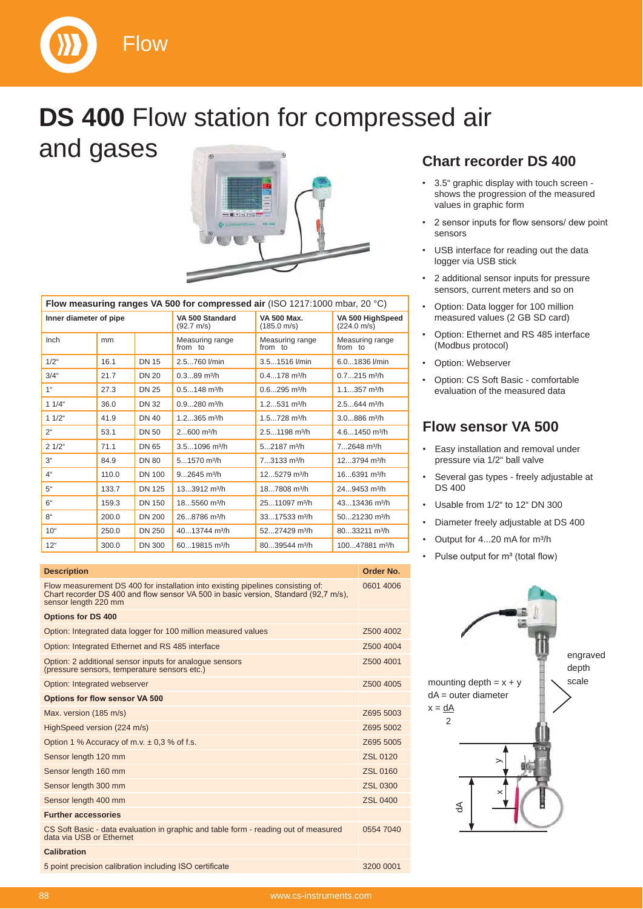# **DS 400** Flow station for compressed air and gases

| **Flow measuring ranges VA 500 for compressed air** (ISO 1217:1000 mbar, 20 °C) | | | | | |
|---|---|---|---|---|---|
| **Inner diameter of pipe** | | | **VA 500 Standard** (92.7 m/s) | **VA 500 Max.** (185.0 m/s) | **VA 500 HighSpeed** (224.0 m/s) |
| Inch | mm | | Measuring range from to | Measuring range from to | Measuring range from to |
| 1/2" | 16.1 | DN 15 | 2.5...760 l/min | 3.5...1516 l/min | 6.0...1836 l/min |
| 3/4" | 21.7 | DN 20 | 0.3...89 m³/h | 0.4...178 m³/h | 0.7...215 m³/h |
| 1" | 27.3 | DN 25 | 0.5...148 m³/h | 0.6...295 m³/h | 1.1...357 m³/h |
| 1 1/4" | 36.0 | DN 32 | 0.9...280 m³/h | 1.2...531 m³/h | 2.5...644 m³/h |
| 1 1/2" | 41.9 | DN 40 | 1.2...365 m³/h | 1.5...728 m³/h | 3.0...886 m³/h |
| 2" | 53.1 | DN 50 | 2...600 m³/h | 2.5...1198 m³/h | 4.6...1450 m³/h |
| 2 1/2" | 71.1 | DN 65 | 3.5...1096 m³/h | 5...2187 m³/h | 7...2648 m³/h |
| 3" | 84.9 | DN 80 | 5...1570 m³/h | 7...3133 m³/h | 12...3794 m³/h |
| 4" | 110.0 | DN 100 | 9...2645 m³/h | 12...5279 m³/h | 16...6391 m³/h |
| 5" | 133.7 | DN 125 | 13...3912 m³/h | 18...7808 m³/h | 24...9453 m³/h |
| 6" | 159.3 | DN 150 | 18...5560 m³/h | 25...11097 m³/h | 43...13436 m³/h |
| 8" | 200.0 | DN 200 | 26...8786 m³/h | 33...17533 m³/h | 50...21230 m³/h |
| 10" | 250.0 | DN 250 | 40...13744 m³/h | 52...27429 m³/h | 80...33211 m³/h |
| 12" | 300.0 | DN 300 | 60...19815 m³/h | 80...39544 m³/h | 100...47881 m³/h |

| **Description** | **Order No.** |
|---|---|
| Flow measurement DS 400 for installation into existing pipelines consisting of: Chart recorder DS 400 and flow sensor VA 500 in basic version, Standard (92,7 m/s), sensor length 220 mm | 0601 4006 |
| **Options for DS 400** | |
| Option: Integrated data logger for 100 million measured values | Z500 4002 |
| Option: Integrated Ethernet and RS 485 interface | Z500 4004 |
| Option: 2 additional sensor inputs for analogue sensors (pressure sensors, temperature sensors etc.) | Z500 4001 |
| Option: Integrated webserver | Z500 4005 |
| **Options for flow sensor VA 500** | |
| Max. version (185 m/s) | Z695 5003 |
| HighSpeed version (224 m/s) | Z695 5002 |
| Option 1 % Accuracy of m.v. ± 0,3 % of f.s. | Z695 5005 |
| Sensor length 120 mm | ZSL 0120 |
| Sensor length 160 mm | ZSL 0160 |
| Sensor length 300 mm | ZSL 0300 |
| Sensor length 400 mm | ZSL 0400 |
| **Further accessories** | |
| CS Soft Basic - data evaluation in graphic and table form - reading out of measured data via USB or Ethernet | 0554 7040 |
| **Calibration** | |
| 5 point precision calibration including ISO certificate | 3200 0001 |

## Chart recorder DS 400

- 3.5" graphic display with touch screen - shows the progression of the measured values in graphic form
- 2 sensor inputs for flow sensors/ dew point sensors
- USB interface for reading out the data logger via USB stick
- 2 additional sensor inputs for pressure sensors, current meters and so on
- Option: Data logger for 100 million measured values (2 GB SD card)
- Option: Ethernet and RS 485 interface (Modbus protocol)
- Option: Webserver
- Option: CS Soft Basic - comfortable evaluation of the measured data

## Flow sensor VA 500

- Easy installation and removal under pressure via 1/2" ball valve
- Several gas types - freely adjustable at DS 400
- Usable from 1/2" to 12" DN 300
- Diameter freely adjustable at DS 400
- Output for 4...20 mA for m³/h
- Pulse output for m³ (total flow)

mounting depth = x + y
dA = outer diameter
$x = \frac{dA}{2}$

engraved depth scale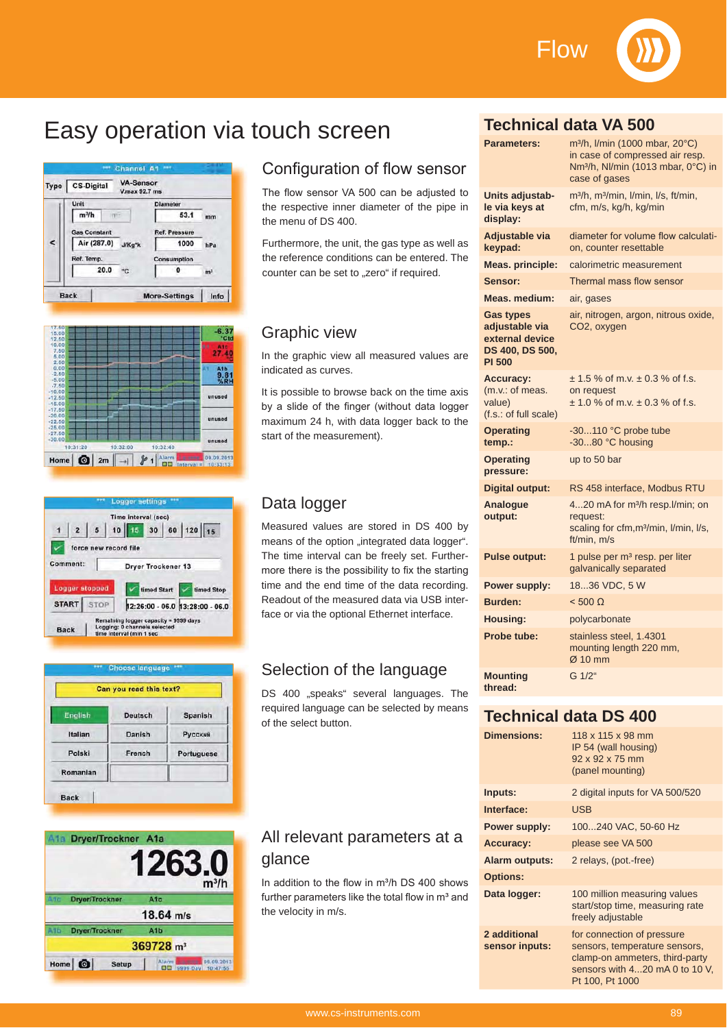# Easy operation via touch screen

## Configuration of flow sensor

The flow sensor VA 500 can be adjusted to the respective inner diameter of the pipe in the menu of DS 400.

Furthermore, the unit, the gas type as well as the reference conditions can be entered. The counter can be set to „zero" if required.

## Graphic view

In the graphic view all measured values are indicated as curves.

It is possible to browse back on the time axis by a slide of the finger (without data logger maximum 24 h, with data logger back to the start of the measurement).

## Data logger

Measured values are stored in DS 400 by means of the option „integrated data logger". The time interval can be freely set. Furthermore there is the possibility to fix the starting time and the end time of the data recording. Readout of the measured data via USB interface or via the optional Ethernet interface.

## Selection of the language

DS 400 „speaks" several languages. The required language can be selected by means of the select button.

## All relevant parameters at a glance

In addition to the flow in m³/h DS 400 shows further parameters like the total flow in m³ and the velocity in m/s.

## Technical data VA 500

| | |
|---|---|
| **Parameters:** | m³/h, l/min (1000 mbar, 20°C) in case of compressed air resp. Nm³/h, Nl/min (1013 mbar, 0°C) in case of gases |
| **Units adjustable via keys at display:** | m³/h, m³/min, l/min, l/s, ft/min, cfm, m/s, kg/h, kg/min |
| **Adjustable via keypad:** | diameter for volume flow calculation, counter resettable |
| **Meas. principle:** | calorimetric measurement |
| **Sensor:** | Thermal mass flow sensor |
| **Meas. medium:** | air, gases |
| **Gas types adjustable via external device DS 400, DS 500, PI 500** | air, nitrogen, argon, nitrous oxide, CO2, oxygen |
| **Accuracy:** (m.v.: of meas. value) (f.s.: of full scale) | ± 1.5 % of m.v. ± 0.3 % of f.s. on request ± 1.0 % of m.v. ± 0.3 % of f.s. |
| **Operating temp.:** | -30...110 °C probe tube -30...80 °C housing |
| **Operating pressure:** | up to 50 bar |
| **Digital output:** | RS 458 interface, Modbus RTU |
| **Analogue output:** | 4...20 mA for m³/h resp.l/min; on request: scaling for cfm,m³/min, l/min, l/s, ft/min, m/s |
| **Pulse output:** | 1 pulse per m³ resp. per liter galvanically separated |
| **Power supply:** | 18...36 VDC, 5 W |
| **Burden:** | < 500 Ω |
| **Housing:** | polycarbonate |
| **Probe tube:** | stainless steel, 1.4301 mounting length 220 mm, Ø 10 mm |
| **Mounting thread:** | G 1/2" |

## Technical data DS 400

| | |
|---|---|
| **Dimensions:** | 118 x 115 x 98 mm IP 54 (wall housing) 92 x 92 x 75 mm (panel mounting) |
| **Inputs:** | 2 digital inputs for VA 500/520 |
| **Interface:** | USB |
| **Power supply:** | 100...240 VAC, 50-60 Hz |
| **Accuracy:** | please see VA 500 |
| **Alarm outputs:** | 2 relays, (pot.-free) |
| **Options:** | |
| **Data logger:** | 100 million measuring values start/stop time, measuring rate freely adjustable |
| **2 additional sensor inputs:** | for connection of pressure sensors, temperature sensors, clamp-on ammeters, third-party sensors with 4...20 mA 0 to 10 V, Pt 100, Pt 1000 |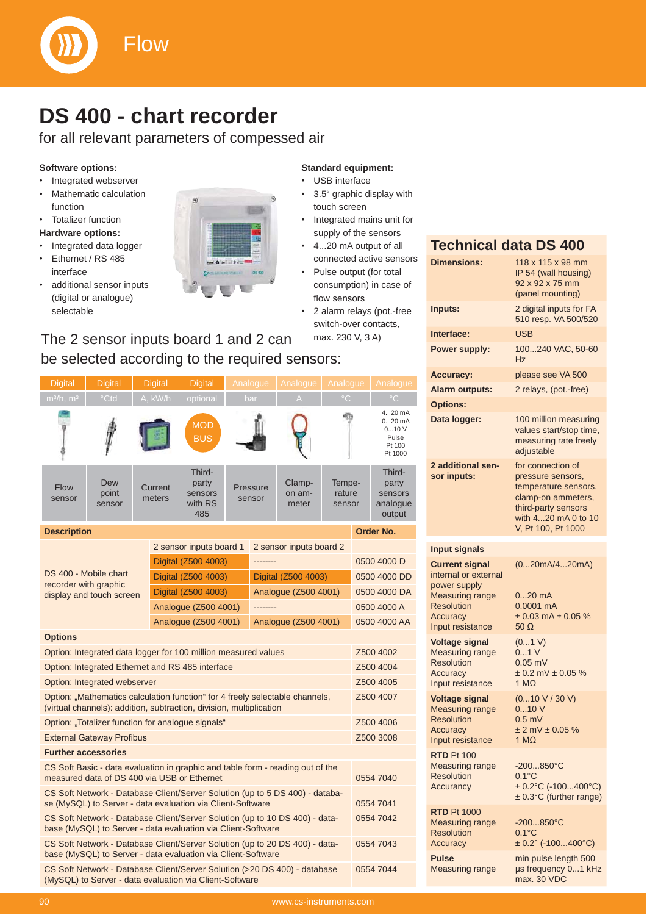## DS 400 - chart recorder

for all relevant parameters of compessed air

**Software options:**

- Integrated webserver
- Mathematic calculation function
- Totalizer function

**Hardware options:**

- Integrated data logger
- Ethernet / RS 485 interface
- additional sensor inputs (digital or analogue) selectable

**Standard equipment:**

- USB interface
- 3.5" graphic display with touch screen
- Integrated mains unit for supply of the sensors
- 4...20 mA output of all connected active sensors
- Pulse output (for total consumption) in case of flow sensors
- 2 alarm relays (pot.-free switch-over contacts, max. 230 V, 3 A)

The 2 sensor inputs board 1 and 2 can be selected according to the required sensors:

| Digital | Digital | Digital | Digital | Analogue | Analogue | Analogue | Analogue |
|---|---|---|---|---|---|---|---|
| m³/h, m³ | °Ctd | A, kWh | optional | bar | A | °C | °C |
| | | | MOD BUS | | | | 4...20 mA 0...20 mA 0...10 V Pulse Pt 100 Pt 1000 |
| Flow sensor | Dew point sensor | Current meters | Third-party sensors with RS 485 | Pressure sensor | Clamp-on am-meter | Tempe-rature sensor | Third-party sensors analogue output |

| Description | | | Order No. |
|---|---|---|---|
| | 2 sensor inputs board 1 | 2 sensor inputs board 2 | |
| DS 400 - Mobile chart recorder with graphic display and touch screen | Digital (Z500 4003) | -------- | 0500 4000 D |
| | Digital (Z500 4003) | Digital (Z500 4003) | 0500 4000 DD |
| | Digital (Z500 4003) | Analogue (Z500 4001) | 0500 4000 DA |
| | Analogue (Z500 4001) | -------- | 0500 4000 A |
| | Analogue (Z500 4001) | Analogue (Z500 4001) | 0500 4000 AA |
| **Options** | | | |
| Option: Integrated data logger for 100 million measured values | | | Z500 4002 |
| Option: Integrated Ethernet and RS 485 interface | | | Z500 4004 |
| Option: Integrated webserver | | | Z500 4005 |
| Option: „Mathematics calculation function" for 4 freely selectable channels, (virtual channels): addition, subtraction, division, multiplication | | | Z500 4007 |
| Option: „Totalizer function for analogue signals" | | | Z500 4006 |
| External Gateway Profibus | | | Z500 3008 |
| **Further accessories** | | | |
| CS Soft Basic - data evaluation in graphic and table form - reading out of the measured data of DS 400 via USB or Ethernet | | | 0554 7040 |
| CS Soft Network - Database Client/Server Solution (up to 5 DS 400) - database (MySQL) to Server - data evaluation via Client-Software | | | 0554 7041 |
| CS Soft Network - Database Client/Server Solution (up to 10 DS 400) - database (MySQL) to Server - data evaluation via Client-Software | | | 0554 7042 |
| CS Soft Network - Database Client/Server Solution (up to 20 DS 400) - database (MySQL) to Server - data evaluation via Client-Software | | | 0554 7043 |
| CS Soft Network - Database Client/Server Solution (>20 DS 400) - database (MySQL) to Server - data evaluation via Client-Software | | | 0554 7044 |

### Technical data DS 400

| | |
|---|---|
| **Dimensions:** | 118 x 115 x 98 mm IP 54 (wall housing) 92 x 92 x 75 mm (panel mounting) |
| **Inputs:** | 2 digital inputs for FA 510 resp. VA 500/520 |
| **Interface:** | USB |
| **Power supply:** | 100...240 VAC, 50-60 Hz |
| **Accuracy:** | please see VA 500 |
| **Alarm outputs:** | 2 relays, (pot.-free) |
| **Options:** | |
| **Data logger:** | 100 million measuring values start/stop time, measuring rate freely adjustable |
| **2 additional sensor inputs:** | for connection of pressure sensors, temperature sensors, clamp-on ammeters, third-party sensors with 4...20 mA 0 to 10 V, Pt 100, Pt 1000 |

| **Input signals** | |
|---|---|
| **Current signal** internal or external power supply | (0...20mA/4...20mA) |
| Measuring range | 0...20 mA |
| Resolution | 0.0001 mA |
| Accuracy | ± 0.03 mA ± 0.05 % |
| Input resistance | 50 Ω |
| **Voltage signal** | (0...1 V) |
| Measuring range | 0...1 V |
| Resolution | 0.05 mV |
| Accuracy | ± 0.2 mV ± 0.05 % |
| Input resistance | 1 MΩ |
| **Voltage signal** | (0...10 V / 30 V) |
| Measuring range | 0...10 V |
| Resolution | 0.5 mV |
| Accuracy | ± 2 mV ± 0.05 % |
| Input resistance | 1 MΩ |
| **RTD** Pt 100 | |
| Measuring range | -200...850°C |
| Resolution | 0.1°C |
| Accurancy | ± 0.2°C (-100...400°C) ± 0.3°C (further range) |
| **RTD** Pt 1000 | |
| Measuring range | -200...850°C |
| Resolution | 0.1°C |
| Accuracy | ± 0.2° (-100...400°C) |
| **Pulse** | min pulse length 500 |
| Measuring range | µs frequency 0...1 kHz max. 30 VDC |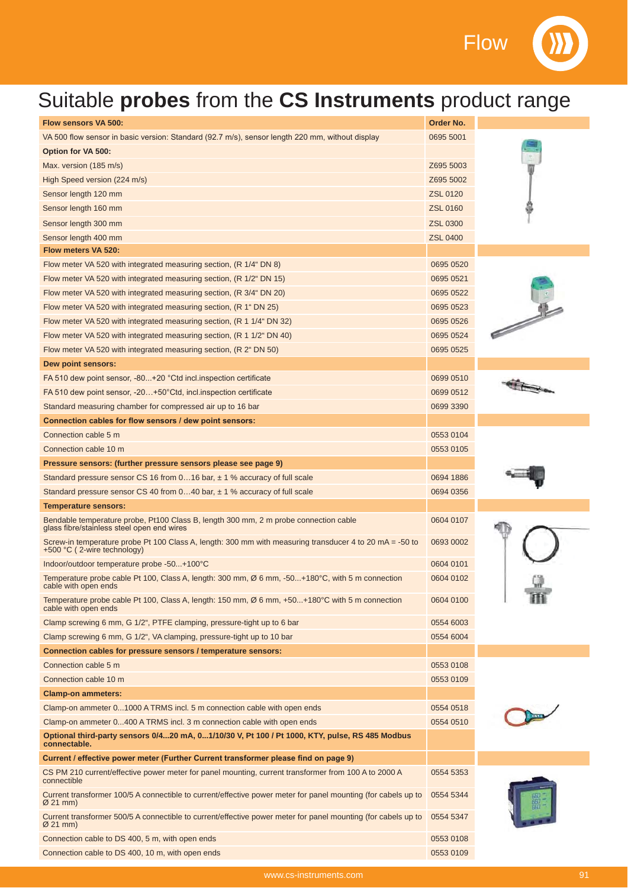# Suitable **probes** from the **CS Instruments** product range

| **Flow sensors VA 500:** | **Order No.** |
|---|---|
| VA 500 flow sensor in basic version: Standard (92.7 m/s), sensor length 220 mm, without display | 0695 5001 |
| **Option for VA 500:** | |
| Max. version (185 m/s) | Z695 5003 |
| High Speed version (224 m/s) | Z695 5002 |
| Sensor length 120 mm | ZSL 0120 |
| Sensor length 160 mm | ZSL 0160 |
| Sensor length 300 mm | ZSL 0300 |
| Sensor length 400 mm | ZSL 0400 |
| **Flow meters VA 520:** | |
| Flow meter VA 520 with integrated measuring section, (R 1/4" DN 8) | 0695 0520 |
| Flow meter VA 520 with integrated measuring section, (R 1/2" DN 15) | 0695 0521 |
| Flow meter VA 520 with integrated measuring section, (R 3/4" DN 20) | 0695 0522 |
| Flow meter VA 520 with integrated measuring section, (R 1" DN 25) | 0695 0523 |
| Flow meter VA 520 with integrated measuring section, (R 1 1/4" DN 32) | 0695 0526 |
| Flow meter VA 520 with integrated measuring section, (R 1 1/2" DN 40) | 0695 0524 |
| Flow meter VA 520 with integrated measuring section, (R 2" DN 50) | 0695 0525 |
| **Dew point sensors:** | |
| FA 510 dew point sensor, -80...+20 °Ctd incl.inspection certificate | 0699 0510 |
| FA 510 dew point sensor, -20…+50°Ctd, incl.inspection certificate | 0699 0512 |
| Standard measuring chamber for compressed air up to 16 bar | 0699 3390 |
| **Connection cables for flow sensors / dew point sensors:** | |
| Connection cable 5 m | 0553 0104 |
| Connection cable 10 m | 0553 0105 |
| **Pressure sensors: (further pressure sensors please see page 9)** | |
| Standard pressure sensor CS 16 from 0…16 bar, ± 1 % accuracy of full scale | 0694 1886 |
| Standard pressure sensor CS 40 from 0…40 bar, ± 1 % accuracy of full scale | 0694 0356 |
| **Temperature sensors:** | |
| Bendable temperature probe, Pt100 Class B, length 300 mm, 2 m probe connection cable glass fibre/stainless steel open end wires | 0604 0107 |
| Screw-in temperature probe Pt 100 Class A, length: 300 mm with measuring transducer 4 to 20 mA = -50 to +500 °C ( 2-wire technology) | 0693 0002 |
| Indoor/outdoor temperature probe -50...+100°C | 0604 0101 |
| Temperature probe cable Pt 100, Class A, length: 300 mm, Ø 6 mm, -50...+180°C, with 5 m connection cable with open ends | 0604 0102 |
| Temperature probe cable Pt 100, Class A, length: 150 mm, Ø 6 mm, +50...+180°C with 5 m connection cable with open ends | 0604 0100 |
| Clamp screwing 6 mm, G 1/2", PTFE clamping, pressure-tight up to 6 bar | 0554 6003 |
| Clamp screwing 6 mm, G 1/2", VA clamping, pressure-tight up to 10 bar | 0554 6004 |
| **Connection cables for pressure sensors / temperature sensors:** | |
| Connection cable 5 m | 0553 0108 |
| Connection cable 10 m | 0553 0109 |
| **Clamp-on ammeters:** | |
| Clamp-on ammeter 0...1000 A TRMS incl. 5 m connection cable with open ends | 0554 0518 |
| Clamp-on ammeter 0...400 A TRMS incl. 3 m connection cable with open ends | 0554 0510 |
| **Optional third-party sensors 0/4...20 mA, 0...1/10/30 V, Pt 100 / Pt 1000, KTY, pulse, RS 485 Modbus connectable.** | |
| **Current / effective power meter (Further Current transformer please find on page 9)** | |
| CS PM 210 current/effective power meter for panel mounting, current transformer from 100 A to 2000 A connectible | 0554 5353 |
| Current transformer 100/5 A connectible to current/effective power meter for panel mounting (for cables up to Ø 21 mm) | 0554 5344 |
| Current transformer 500/5 A connectible to current/effective power meter for panel mounting (for cables up to Ø 21 mm) | 0554 5347 |
| Connection cable to DS 400, 5 m, with open ends | 0553 0108 |
| Connection cable to DS 400, 10 m, with open ends | 0553 0109 |

www.cs-instruments.com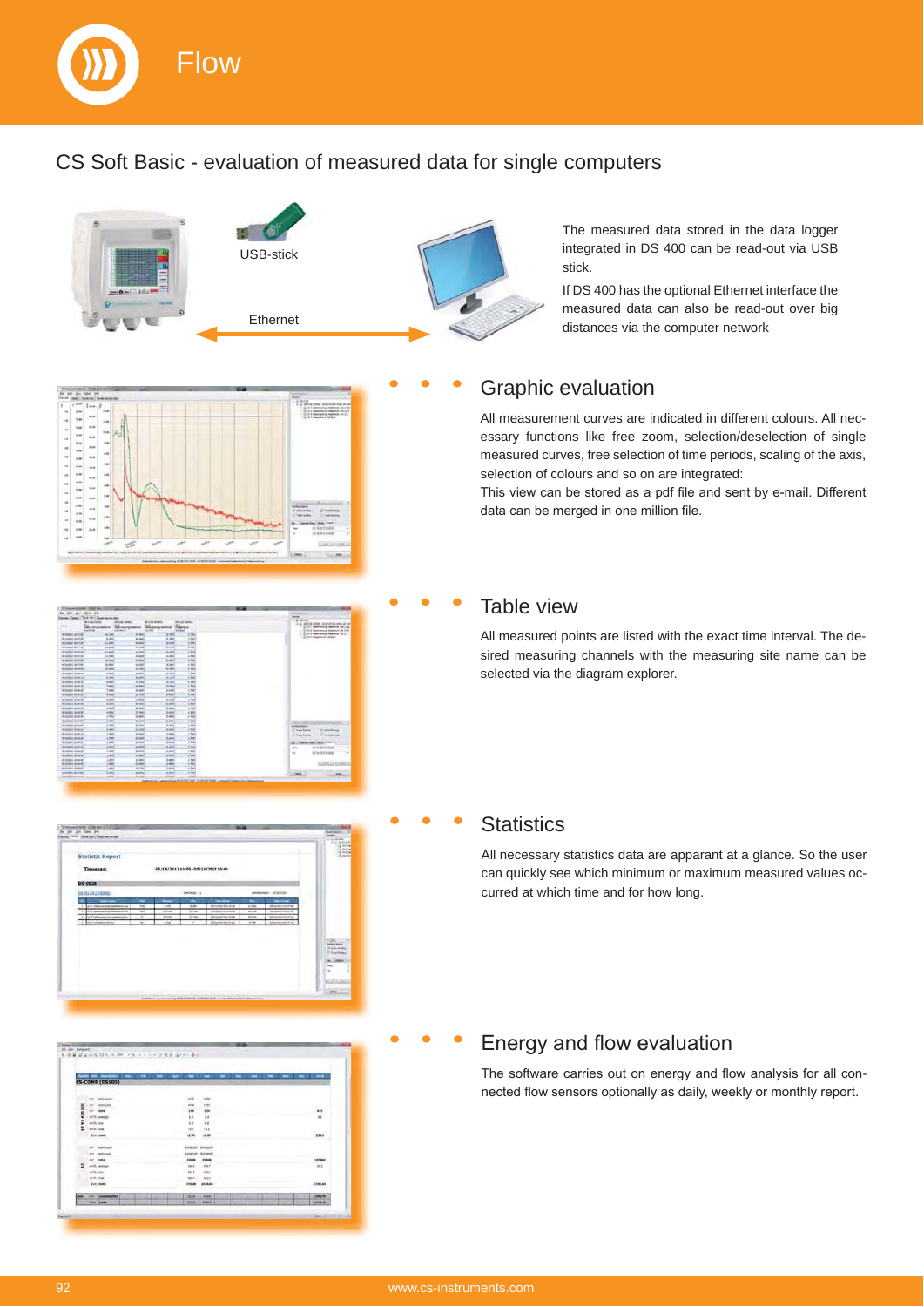# Flow

## CS Soft Basic - evaluation of measured data for single computers

USB-stick

Ethernet

The measured data stored in the data logger integrated in DS 400 can be read-out via USB stick.

If DS 400 has the optional Ethernet interface the measured data can also be read-out over big distances via the computer network

### Graphic evaluation

All measurement curves are indicated in different colours. All necessary functions like free zoom, selection/deselection of single measured curves, free selection of time periods, scaling of the axis, selection of colours and so on are integrated:
This view can be stored as a pdf file and sent by e-mail. Different data can be merged in one million file.

### Table view

All measured points are listed with the exact time interval. The desired measuring channels with the measuring site name can be selected via the diagram explorer.

### Statistics

All necessary statistics data are apparant at a glance. So the user can quickly see which minimum or maximum measured values occurred at which time and for how long.

### Energy and flow evaluation

The software carries out on energy and flow analysis for all connected flow sensors optionally as daily, weekly or monthly report.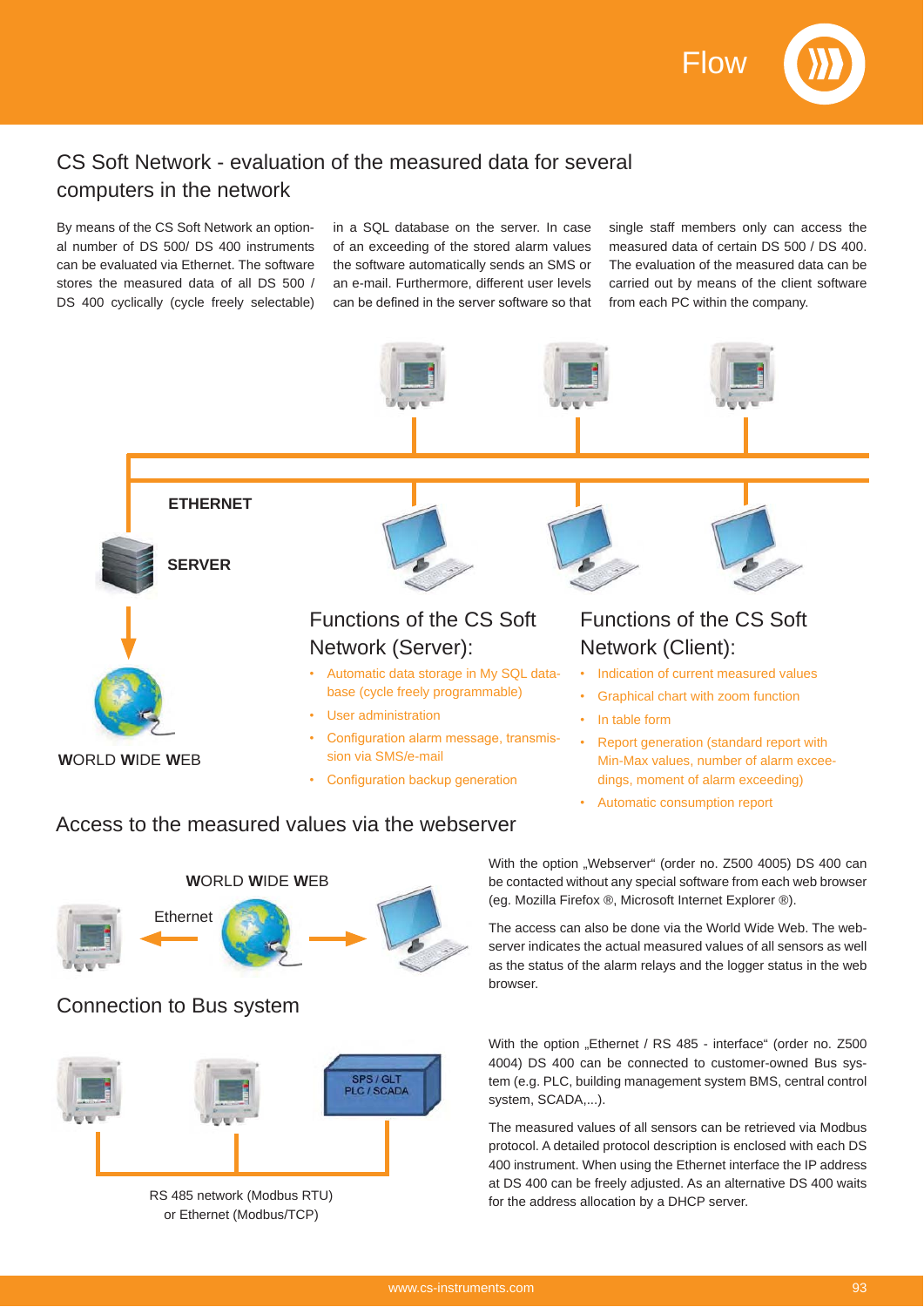# CS Soft Network - evaluation of the measured data for several computers in the network

By means of the CS Soft Network an optional number of DS 500/ DS 400 instruments can be evaluated via Ethernet. The software stores the measured data of all DS 500 / DS 400 cyclically (cycle freely selectable) in a SQL database on the server. In case of an exceeding of the stored alarm values the software automatically sends an SMS or an e-mail. Furthermore, different user levels can be defined in the server software so that single staff members only can access the measured data of certain DS 500 / DS 400. The evaluation of the measured data can be carried out by means of the client software from each PC within the company.

**ETHERNET**

**SERVER**

**W**ORLD **W**IDE **W**EB

## Functions of the CS Soft Network (Server):

- Automatic data storage in My SQL database (cycle freely programmable)
- User administration
- Configuration alarm message, transmission via SMS/e-mail
- Configuration backup generation

## Functions of the CS Soft Network (Client):

- Indication of current measured values
- Graphical chart with zoom function
- In table form
- Report generation (standard report with Min-Max values, number of alarm exceedings, moment of alarm exceeding)
- Automatic consumption report

## Access to the measured values via the webserver

**W**ORLD **W**IDE **W**EB

Ethernet

With the option „Webserver" (order no. Z500 4005) DS 400 can be contacted without any special software from each web browser (eg. Mozilla Firefox ®, Microsoft Internet Explorer ®).

The access can also be done via the World Wide Web. The webserver indicates the actual measured values of all sensors as well as the status of the alarm relays and the logger status in the web browser.

## Connection to Bus system

SPS / GLT
PLC / SCADA

RS 485 network (Modbus RTU)
or Ethernet (Modbus/TCP)

With the option „Ethernet / RS 485 - interface" (order no. Z500 4004) DS 400 can be connected to customer-owned Bus system (e.g. PLC, building management system BMS, central control system, SCADA,...).

The measured values of all sensors can be retrieved via Modbus protocol. A detailed protocol description is enclosed with each DS 400 instrument. When using the Ethernet interface the IP address at DS 400 can be freely adjusted. As an alternative DS 400 waits for the address allocation by a DHCP server.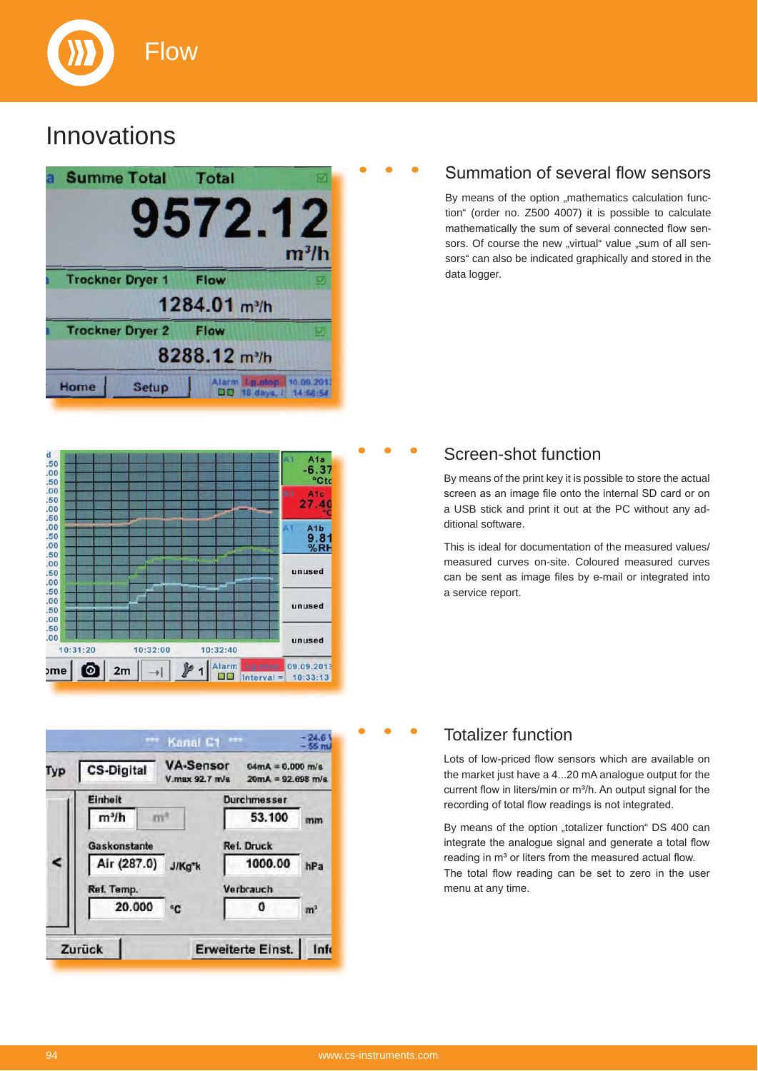# Innovations

## Summation of several flow sensors

By means of the option „mathematics calculation function“ (order no. Z500 4007) it is possible to calculate mathematically the sum of several connected flow sensors. Of course the new „virtual“ value „sum of all sensors“ can also be indicated graphically and stored in the data logger.

## Screen-shot function

By means of the print key it is possible to store the actual screen as an image file onto the internal SD card or on a USB stick and print it out at the PC without any additional software.

This is ideal for documentation of the measured values/ measured curves on-site. Coloured measured curves can be sent as image files by e-mail or integrated into a service report.

## Totalizer function

Lots of low-priced flow sensors which are available on the market just have a 4...20 mA analogue output for the current flow in liters/min or m³/h. An output signal for the recording of total flow readings is not integrated.

By means of the option „totalizer function“ DS 400 can integrate the analogue signal and generate a total flow reading in m³ or liters from the measured actual flow. The total flow reading can be set to zero in the user menu at any time.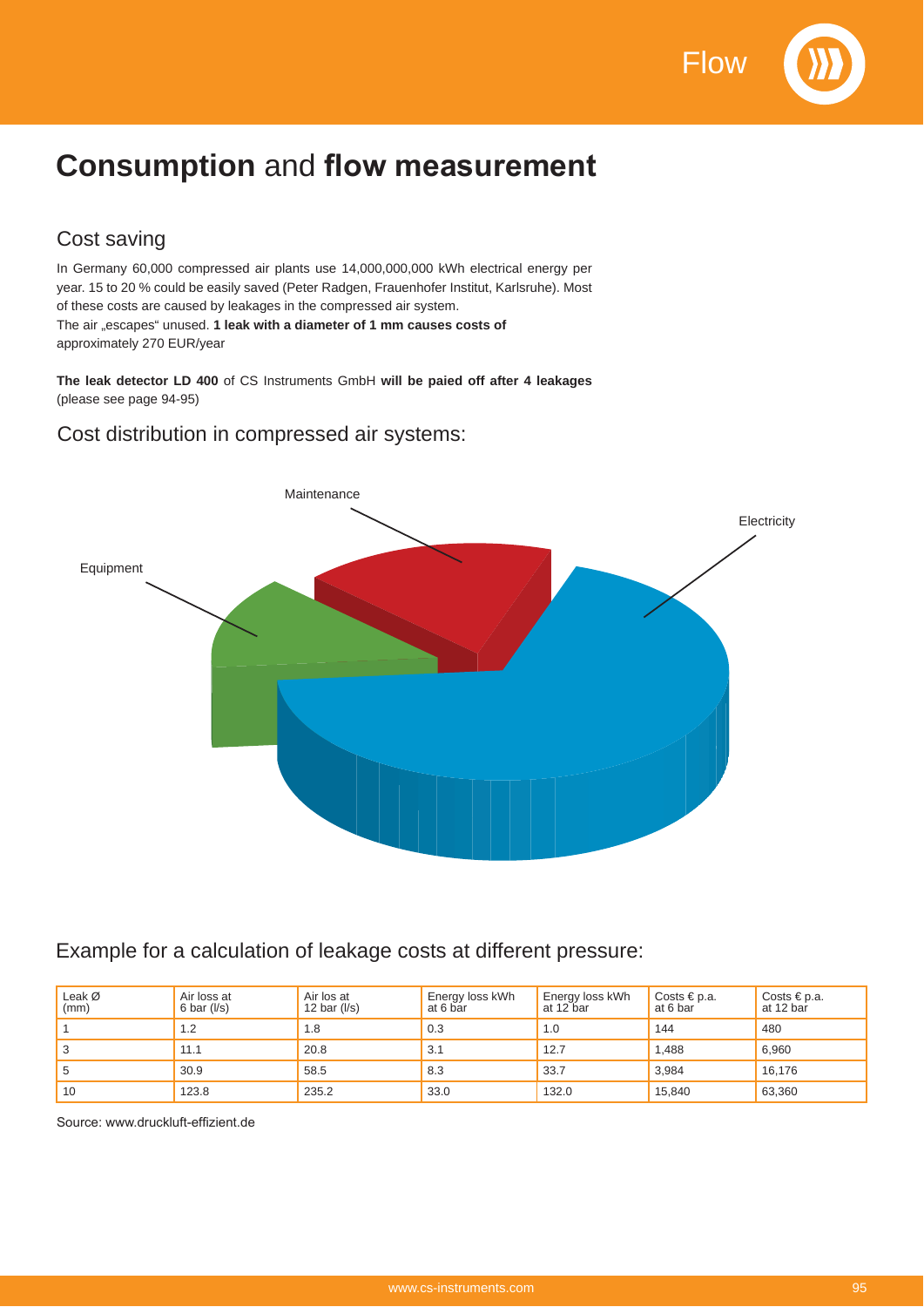# **Consumption** and **flow measurement**

## Cost saving

In Germany 60,000 compressed air plants use 14,000,000,000 kWh electrical energy per year. 15 to 20 % could be easily saved (Peter Radgen, Frauenhofer Institut, Karlsruhe). Most of these costs are caused by leakages in the compressed air system.
The air „escapes“ unused. **1 leak with a diameter of 1 mm causes costs of** approximately 270 EUR/year

**The leak detector LD 400** of CS Instruments GmbH **will be paied off after 4 leakages** (please see page 94-95)

## Cost distribution in compressed air systems:

Maintenance
Electricity
Equipment

## Example for a calculation of leakage costs at different pressure:

| Leak Ø (mm) | Air loss at 6 bar (l/s) | Air los at 12 bar (l/s) | Energy loss kWh at 6 bar | Energy loss kWh at 12 bar | Costs € p.a. at 6 bar | Costs € p.a. at 12 bar |
|---|---|---|---|---|---|---|
| 1 | 1.2 | 1.8 | 0.3 | 1.0 | 144 | 480 |
| 3 | 11.1 | 20.8 | 3.1 | 12.7 | 1,488 | 6,960 |
| 5 | 30.9 | 58.5 | 8.3 | 33.7 | 3,984 | 16,176 |
| 10 | 123.8 | 235.2 | 33.0 | 132.0 | 15,840 | 63,360 |

Source: www.druckluft-effizient.de